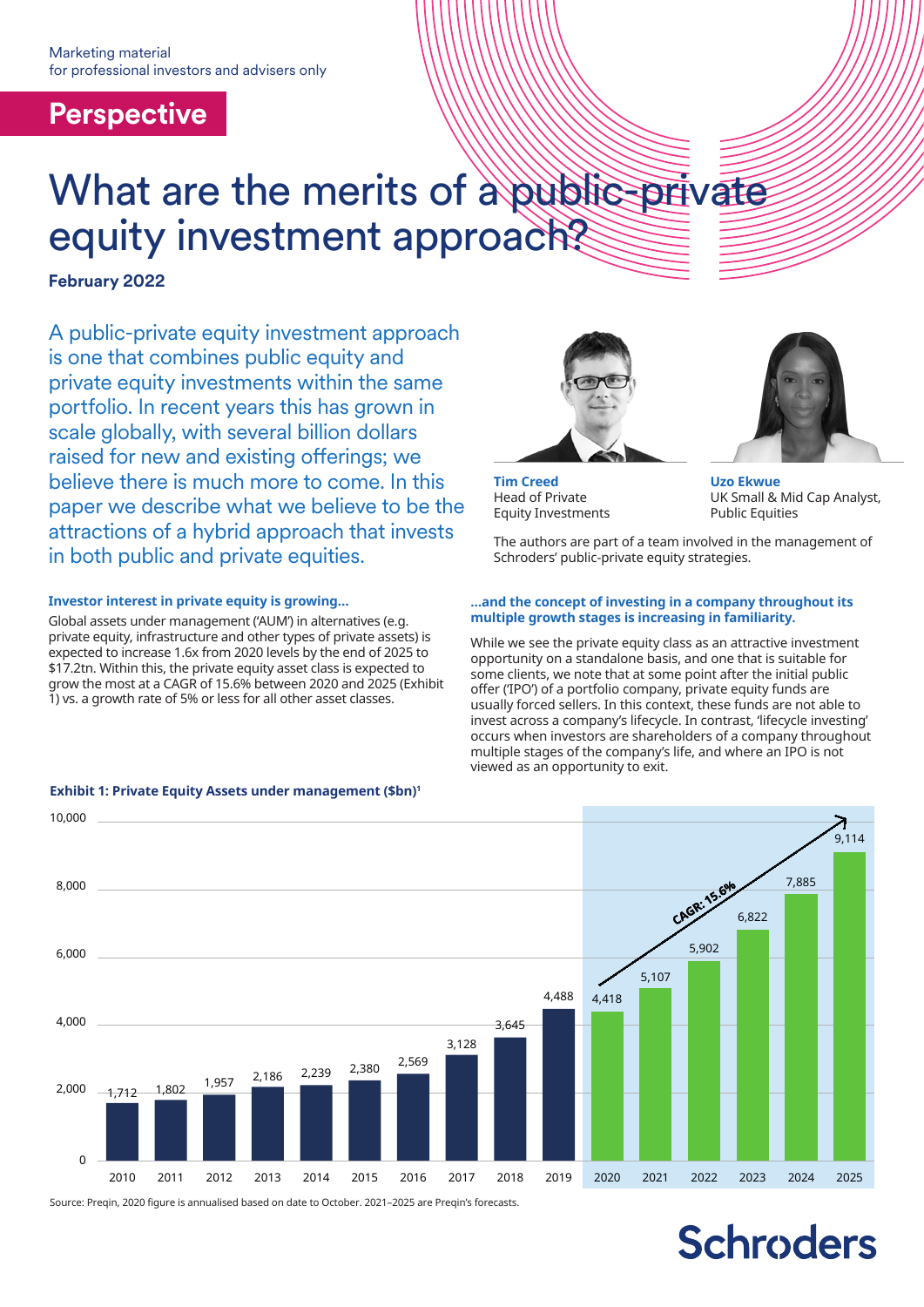Marketing material
for professional investors and advisers only

**Perspective**

# What are the merits of a public-private equity investment approach?

**February 2022**

A public-private equity investment approach is one that combines public equity and private equity investments within the same portfolio. In recent years this has grown in scale globally, with several billion dollars raised for new and existing offerings; we believe there is much more to come. In this paper we describe what we believe to be the attractions of a hybrid approach that invests in both public and private equities.

**Tim Creed**
Head of Private Equity Investments

**Uzo Ekwue**
UK Small & Mid Cap Analyst, Public Equities

The authors are part of a team involved in the management of Schroders' public-private equity strategies.

### Investor interest in private equity is growing...

Global assets under management ('AUM') in alternatives (e.g. private equity, infrastructure and other types of private assets) is expected to increase 1.6x from 2020 levels by the end of 2025 to $17.2tn. Within this, the private equity asset class is expected to grow the most at a CAGR of 15.6% between 2020 and 2025 (Exhibit 1) vs. a growth rate of 5% or less for all other asset classes.

### ...and the concept of investing in a company throughout its multiple growth stages is increasing in familiarity.

While we see the private equity class as an attractive investment opportunity on a standalone basis, and one that is suitable for some clients, we note that at some point after the initial public offer ('IPO') of a portfolio company, private equity funds are usually forced sellers. In this context, these funds are not able to invest across a company's lifecycle. In contrast, 'lifecycle investing' occurs when investors are shareholders of a company throughout multiple stages of the company's life, and where an IPO is not viewed as an opportunity to exit.

**Exhibit 1: Private Equity Assets under management ($bn)[1]**

| Year | AUM ($bn) |
|---|---|
| 2010 | 1,712 |
| 2011 | 1,802 |
| 2012 | 1,957 |
| 2013 | 2,186 |
| 2014 | 2,239 |
| 2015 | 2,380 |
| 2016 | 2,569 |
| 2017 | 3,128 |
| 2018 | 3,645 |
| 2019 | 4,488 |
| 2020 | 4,418 |
| 2021 | 5,107 |
| 2022 | 5,902 |
| 2023 | 6,822 |
| 2024 | 7,885 |
| 2025 | 9,114 |

CAGR: 15.6%

Source: Preqin, 2020 figure is annualised based on date to October. 2021–2025 are Preqin's forecasts.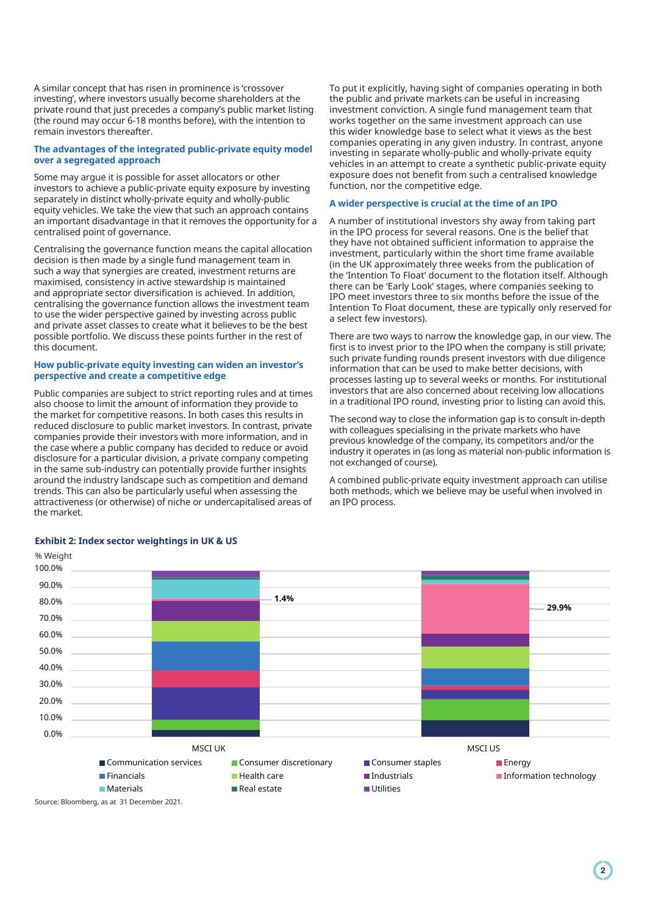A similar concept that has risen in prominence is 'crossover investing', where investors usually become shareholders at the private round that just precedes a company's public market listing (the round may occur 6-18 months before), with the intention to remain investors thereafter.

### The advantages of the integrated public-private equity model over a segregated approach

Some may argue it is possible for asset allocators or other investors to achieve a public-private equity exposure by investing separately in distinct wholly-private equity and wholly-public equity vehicles. We take the view that such an approach contains an important disadvantage in that it removes the opportunity for a centralised point of governance.

Centralising the governance function means the capital allocation decision is then made by a single fund management team in such a way that synergies are created, investment returns are maximised, consistency in active stewardship is maintained and appropriate sector diversification is achieved. In addition, centralising the governance function allows the investment team to use the wider perspective gained by investing across public and private asset classes to create what it believes to be the best possible portfolio. We discuss these points further in the rest of this document.

### How public-private equity investing can widen an investor's perspective and create a competitive edge

Public companies are subject to strict reporting rules and at times also choose to limit the amount of information they provide to the market for competitive reasons. In both cases this results in reduced disclosure to public market investors. In contrast, private companies provide their investors with more information, and in the case where a public company has decided to reduce or avoid disclose for a particular division, a private company competing in the same sub-industry can potentially provide further insights around the industry landscape such as competition and demand trends. This can also be particularly useful when assessing the attractiveness (or otherwise) of niche or undercapitalised areas of the market.

To put it explicitly, having sight of companies operating in both the public and private markets can be useful in increasing investment conviction. A single fund management team that works together on the same investment approach can use this wider knowledge base to select what it views as the best companies operating in any given industry. In contrast, anyone investing in separate wholly-public and wholly-private equity vehicles in an attempt to create a synthetic public-private equity exposure does not benefit from such a centralised knowledge function, nor the competitive edge.

### A wider perspective is crucial at the time of an IPO

A number of institutional investors shy away from taking part in the IPO process for several reasons. One is the belief that they have not obtained sufficient information to appraise the investment, particularly within the short time frame available (in the UK approximately three weeks from the publication of the 'Intention To Float' document to the flotation itself. Although there can be 'Early Look' stages, where companies seeking to IPO meet investors three to six months before the issue of the Intention To Float document, these are typically only reserved for a select few investors).

There are two ways to narrow the knowledge gap, in our view. The first is to invest prior to the IPO when the company is still private; such private funding rounds present investors with due diligence information that can be used to make better decisions, with processes lasting up to several weeks or months. For institutional investors that are also concerned about receiving low allocations in a traditional IPO round, investing prior to listing can avoid this.

The second way to close the information gap is to consult in-depth with colleagues specialising in the private markets who have previous knowledge of the company, its competitors and/or the industry it operates in (as long as material non-public information is not exchanged of course).

A combined public-private equity investment approach can utilise both methods, which we believe may be useful when involved in an IPO process.

**Exhibit 2: Index sector weightings in UK & US**

Stacked bar chart (% Weight, 0.0%–100.0%) for MSCI UK and MSCI US. Annotations: Information technology 1.4% (MSCI UK); 29.9% (MSCI US).

Legend: Communication services, Consumer discretionary, Consumer staples, Energy, Financials, Health care, Industrials, Information technology, Materials, Real estate, Utilities

Source: Bloomberg, as at 31 December 2021.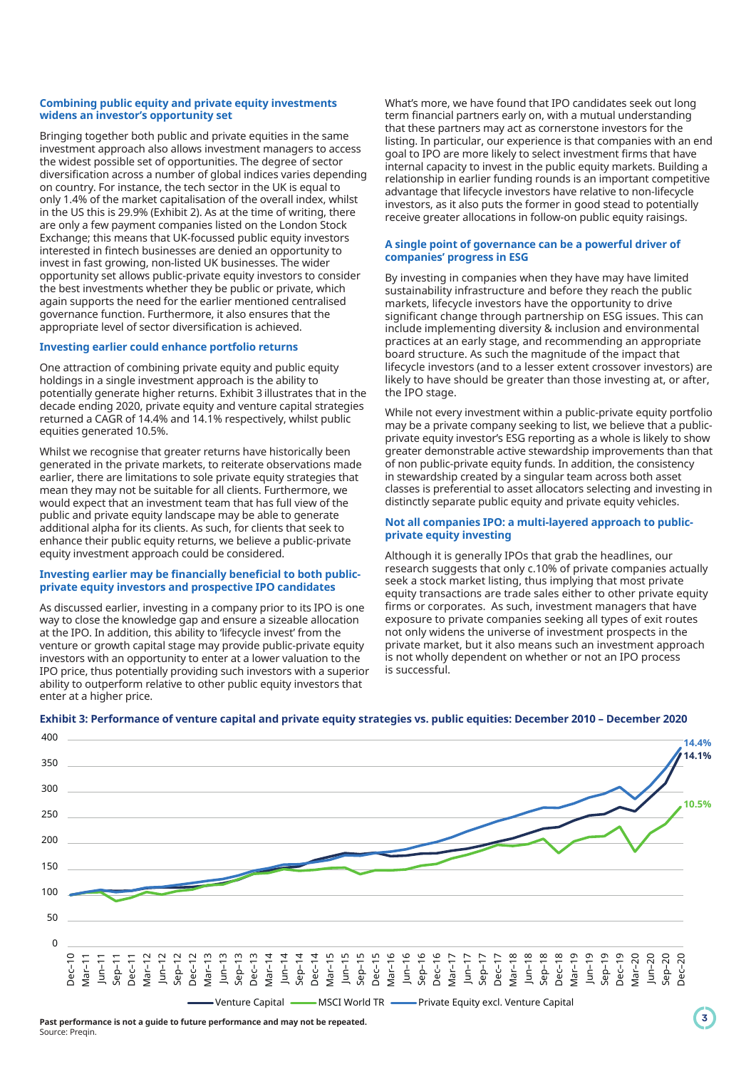### Combining public equity and private equity investments widens an investor's opportunity set

Bringing together both public and private equities in the same investment approach also allows investment managers to access the widest possible set of opportunities. The degree of sector diversification across a number of global indices varies depending on country. For instance, the tech sector in the UK is equal to only 1.4% of the market capitalisation of the overall index, whilst in the US this is 29.9% (Exhibit 2). As at the time of writing, there are only a few payment companies listed on the London Stock Exchange; this means that UK-focussed public equity investors interested in fintech businesses are denied an opportunity to invest in fast growing, non-listed UK businesses. The wider opportunity set allows public-private equity investors to consider the best investments whether they be public or private, which again supports the need for the earlier mentioned centralised governance function. Furthermore, it also ensures that the appropriate level of sector diversification is achieved.

### Investing earlier could enhance portfolio returns

One attraction of combining private equity and public equity holdings in a single investment approach is the ability to potentially generate higher returns. Exhibit 3 illustrates that in the decade ending 2020, private equity and venture capital strategies returned a CAGR of 14.4% and 14.1% respectively, whilst public equities generated 10.5%.

Whilst we recognise that greater returns have historically been generated in the private markets, to reiterate observations made earlier, there are limitations to sole private equity strategies that mean they may not be suitable for all clients. Furthermore, we would expect that an investment team that has full view of the public and private equity landscape may be able to generate additional alpha for its clients. As such, for clients that seek to enhance their public equity returns, we believe a public-private equity investment approach could be considered.

### Investing earlier may be financially beneficial to both public-private equity investors and prospective IPO candidates

As discussed earlier, investing in a company prior to its IPO is one way to close the knowledge gap and ensure a sizeable allocation at the IPO. In addition, this ability to 'lifecycle invest' from the venture or growth capital stage may provide public-private equity investors with an opportunity to enter at a lower valuation to the IPO price, thus potentially providing such investors with a superior ability to outperform relative to other public equity investors that enter at a higher price.

What's more, we have found that IPO candidates seek out long term financial partners early on, with a mutual understanding that these partners may act as cornerstone investors for the listing. In particular, our experience is that companies with an end goal to IPO are more likely to select investment firms that have internal capacity to invest in the public equity markets. Building a relationship in earlier funding rounds is an important competitive advantage that lifecycle investors have relative to non-lifecycle investors, as it also puts the former in good stead to potentially receive greater allocations in follow-on public equity raisings.

### A single point of governance can be a powerful driver of companies' progress in ESG

By investing in companies when they have may have limited sustainability infrastructure and before they reach the public markets, lifecycle investors have the opportunity to drive significant change through partnership on ESG issues. This can include implementing diversity & inclusion and environmental practices at an early stage, and recommending an appropriate board structure. As such the magnitude of the impact that lifecycle investors (and to a lesser extent crossover investors) are likely to have should be greater than those investing at, or after, the IPO stage.

While not every investment within a public-private equity portfolio may be a private company seeking to list, we believe that a public-private equity investor's ESG reporting as a whole is likely to show greater demonstrable active stewardship improvements than that of non public-private equity funds. In addition, the consistency in stewardship created by a singular team across both asset classes is preferential to asset allocators selecting and investing in distinctly separate public equity and private equity vehicles.

### Not all companies IPO: a multi-layered approach to public-private equity investing

Although it is generally IPOs that grab the headlines, our research suggests that only c.10% of private companies actually seek a stock market listing, thus implying that most private equity transactions are trade sales either to other private equity firms or corporates. As such, investment managers that have exposure to private companies seeking all types of exit routes not only widens the universe of investment prospects in the private market, but it also means such an investment approach is not wholly dependent on whether or not an IPO process is successful.

**Exhibit 3: Performance of venture capital and private equity strategies vs. public equities: December 2010 – December 2020**

**Past performance is not a guide to future performance and may not be repeated.**
Source: Preqin.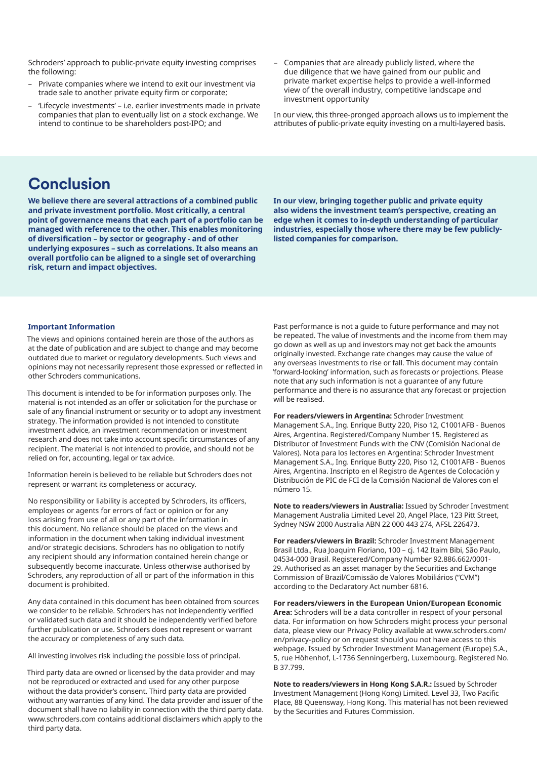Schroders' approach to public-private equity investing comprises the following:

- Private companies where we intend to exit our investment via trade sale to another private equity firm or corporate;
- 'Lifecycle investments' – i.e. earlier investments made in private companies that plan to eventually list on a stock exchange. We intend to continue to be shareholders post-IPO; and
- Companies that are already publicly listed, where the due diligence that we have gained from our public and private market expertise helps to provide a well-informed view of the overall industry, competitive landscape and investment opportunity

In our view, this three-pronged approach allows us to implement the attributes of public-private equity investing on a multi-layered basis.

## Conclusion

**We believe there are several attractions of a combined public and private investment portfolio. Most critically, a central point of governance means that each part of a portfolio can be managed with reference to the other. This enables monitoring of diversification – by sector or geography - and of other underlying exposures – such as correlations. It also means an overall portfolio can be aligned to a single set of overarching risk, return and impact objectives.**

**In our view, bringing together public and private equity also widens the investment team's perspective, creating an edge when it comes to in-depth understanding of particular industries, especially those where there may be few publicly-listed companies for comparison.**

### Important Information

The views and opinions contained herein are those of the authors as at the date of publication and are subject to change and may become outdated due to market or regulatory developments. Such views and opinions may not necessarily represent those expressed or reflected in other Schroders communications.

This document is intended to be for information purposes only. The material is not intended as an offer or solicitation for the purchase or sale of any financial instrument or security or to adopt any investment strategy. The information provided is not intended to constitute investment advice, an investment recommendation or investment research and does not take into account specific circumstances of any recipient. The material is not intended to provide, and should not be relied on for, accounting, legal or tax advice.

Information herein is believed to be reliable but Schroders does not represent or warrant its completeness or accuracy.

No responsibility or liability is accepted by Schroders, its officers, employees or agents for errors of fact or opinion or for any loss arising from use of all or any part of the information in this document. No reliance should be placed on the views and information in the document when taking individual investment and/or strategic decisions. Schroders has no obligation to notify any recipient should any information contained herein change or subsequently become inaccurate. Unless otherwise authorised by Schroders, any reproduction of all or part of the information in this document is prohibited.

Any data contained in this document has been obtained from sources we consider to be reliable. Schroders has not independently verified or validated such data and it should be independently verified before further publication or use. Schroders does not represent or warrant the accuracy or completeness of any such data.

All investing involves risk including the possible loss of principal.

Third party data are owned or licensed by the data provider and may not be reproduced or extracted and used for any other purpose without the data provider's consent. Third party data are provided without any warranties of any kind. The data provider and issuer of the document shall have no liability in connection with the third party data. www.schroders.com contains additional disclaimers which apply to the third party data.

Past performance is not a guide to future performance and may not be repeated. The value of investments and the income from them may go down as well as up and investors may not get back the amounts originally invested. Exchange rate changes may cause the value of any overseas investments to rise or fall. This document may contain 'forward-looking' information, such as forecasts or projections. Please note that any such information is not a guarantee of any future performance and there is no assurance that any forecast or projection will be realised.

**For readers/viewers in Argentina:** Schroder Investment Management S.A., Ing. Enrique Butty 220, Piso 12, C1001AFB - Buenos Aires, Argentina. Registered/Company Number 15. Registered as Distributor of Investment Funds with the CNV (Comisión Nacional de Valores). Nota para los lectores en Argentina: Schroder Investment Management S.A., Ing. Enrique Butty 220, Piso 12, C1001AFB - Buenos Aires, Argentina. Inscripto en el Registro de Agentes de Colocación y Distribución de PIC de FCI de la Comisión Nacional de Valores con el número 15.

**Note to readers/viewers in Australia:** Issued by Schroder Investment Management Australia Limited Level 20, Angel Place, 123 Pitt Street, Sydney NSW 2000 Australia ABN 22 000 443 274, AFSL 226473.

**For readers/viewers in Brazil:** Schroder Investment Management Brasil Ltda., Rua Joaquim Floriano, 100 – cj. 142 Itaim Bibi, São Paulo, 04534-000 Brasil. Registered/Company Number 92.886.662/0001-29. Authorised as an asset manager by the Securities and Exchange Commission of Brazil/Comissão de Valores Mobiliários ("CVM") according to the Declaratory Act number 6816.

**For readers/viewers in the European Union/European Economic Area:** Schroders will be a data controller in respect of your personal data. For information on how Schroders might process your personal data, please view our Privacy Policy available at www.schroders.com/en/privacy-policy or on request should you not have access to this webpage. Issued by Schroder Investment Management (Europe) S.A., 5, rue Höhenhof, L-1736 Senningerberg, Luxembourg. Registered No. B 37.799.

**Note to readers/viewers in Hong Kong S.A.R.:** Issued by Schroder Investment Management (Hong Kong) Limited. Level 33, Two Pacific Place, 88 Queensway, Hong Kong. This material has not been reviewed by the Securities and Futures Commission.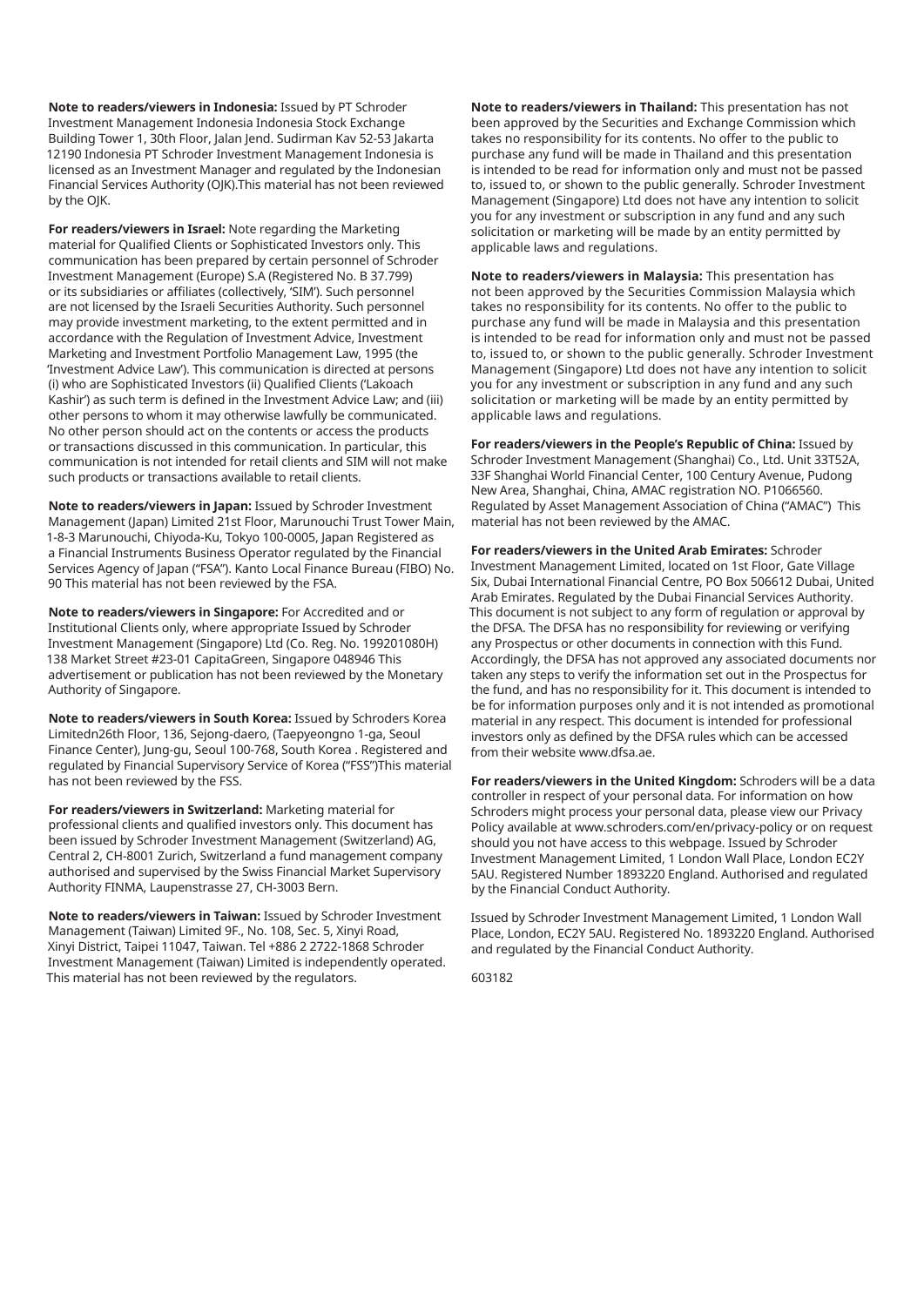**Note to readers/viewers in Indonesia:** Issued by PT Schroder Investment Management Indonesia Indonesia Stock Exchange Building Tower 1, 30th Floor, Jalan Jend. Sudirman Kav 52-53 Jakarta 12190 Indonesia PT Schroder Investment Management Indonesia is licensed as an Investment Manager and regulated by the Indonesian Financial Services Authority (OJK).This material has not been reviewed by the OJK.

**For readers/viewers in Israel:** Note regarding the Marketing material for Qualified Clients or Sophisticated Investors only. This communication has been prepared by certain personnel of Schroder Investment Management (Europe) S.A (Registered No. B 37.799) or its subsidiaries or affiliates (collectively, 'SIM'). Such personnel are not licensed by the Israeli Securities Authority. Such personnel may provide investment marketing, to the extent permitted and in accordance with the Regulation of Investment Advice, Investment Marketing and Investment Portfolio Management Law, 1995 (the 'Investment Advice Law'). This communication is directed at persons (i) who are Sophisticated Investors (ii) Qualified Clients ('Lakoach Kashir') as such term is defined in the Investment Advice Law; and (iii) other persons to whom it may otherwise lawfully be communicated. No other person should act on the contents or access the products or transactions discussed in this communication. In particular, this communication is not intended for retail clients and SIM will not make such products or transactions available to retail clients.

**Note to readers/viewers in Japan:** Issued by Schroder Investment Management (Japan) Limited 21st Floor, Marunouchi Trust Tower Main, 1-8-3 Marunouchi, Chiyoda-Ku, Tokyo 100-0005, Japan Registered as a Financial Instruments Business Operator regulated by the Financial Services Agency of Japan ("FSA"). Kanto Local Finance Bureau (FIBO) No. 90 This material has not been reviewed by the FSA.

**Note to readers/viewers in Singapore:** For Accredited and or Institutional Clients only, where appropriate Issued by Schroder Investment Management (Singapore) Ltd (Co. Reg. No. 199201080H) 138 Market Street #23-01 CapitaGreen, Singapore 048946 This advertisement or publication has not been reviewed by the Monetary Authority of Singapore.

**Note to readers/viewers in South Korea:** Issued by Schroders Korea Limitedn26th Floor, 136, Sejong-daero, (Taepyeongno 1-ga, Seoul Finance Center), Jung-gu, Seoul 100-768, South Korea . Registered and regulated by Financial Supervisory Service of Korea ("FSS")This material has not been reviewed by the FSS.

**For readers/viewers in Switzerland:** Marketing material for professional clients and qualified investors only. This document has been issued by Schroder Investment Management (Switzerland) AG, Central 2, CH-8001 Zurich, Switzerland a fund management company authorised and supervised by the Swiss Financial Market Supervisory Authority FINMA, Laupenstrasse 27, CH-3003 Bern.

**Note to readers/viewers in Taiwan:** Issued by Schroder Investment Management (Taiwan) Limited 9F., No. 108, Sec. 5, Xinyi Road, Xinyi District, Taipei 11047, Taiwan. Tel +886 2 2722-1868 Schroder Investment Management (Taiwan) Limited is independently operated. This material has not been reviewed by the regulators.

**Note to readers/viewers in Thailand:** This presentation has not been approved by the Securities and Exchange Commission which takes no responsibility for its contents. No offer to the public to purchase any fund will be made in Thailand and this presentation is intended to be read for information only and must not be passed to, issued to, or shown to the public generally. Schroder Investment Management (Singapore) Ltd does not have any intention to solicit you for any investment or subscription in any fund and any such solicitation or marketing will be made by an entity permitted by applicable laws and regulations.

**Note to readers/viewers in Malaysia:** This presentation has not been approved by the Securities Commission Malaysia which takes no responsibility for its contents. No offer to the public to purchase any fund will be made in Malaysia and this presentation is intended to be read for information only and must not be passed to, issued to, or shown to the public generally. Schroder Investment Management (Singapore) Ltd does not have any intention to solicit you for any investment or subscription in any fund and any such solicitation or marketing will be made by an entity permitted by applicable laws and regulations.

**For readers/viewers in the People's Republic of China:** Issued by Schroder Investment Management (Shanghai) Co., Ltd. Unit 33T52A, 33F Shanghai World Financial Center, 100 Century Avenue, Pudong New Area, Shanghai, China, AMAC registration NO. P1066560. Regulated by Asset Management Association of China ("AMAC") This material has not been reviewed by the AMAC.

**For readers/viewers in the United Arab Emirates:** Schroder Investment Management Limited, located on 1st Floor, Gate Village Six, Dubai International Financial Centre, PO Box 506612 Dubai, United Arab Emirates. Regulated by the Dubai Financial Services Authority. This document is not subject to any form of regulation or approval by the DFSA. The DFSA has no responsibility for reviewing or verifying any Prospectus or other documents in connection with this Fund. Accordingly, the DFSA has not approved any associated documents nor taken any steps to verify the information set out in the Prospectus for the fund, and has no responsibility for it. This document is intended to be for information purposes only and it is not intended as promotional material in any respect. This document is intended for professional investors only as defined by the DFSA rules which can be accessed from their website www.dfsa.ae.

**For readers/viewers in the United Kingdom:** Schroders will be a data controller in respect of your personal data. For information on how Schroders might process your personal data, please view our Privacy Policy available at www.schroders.com/en/privacy-policy or on request should you not have access to this webpage. Issued by Schroder Investment Management Limited, 1 London Wall Place, London EC2Y 5AU. Registered Number 1893220 England. Authorised and regulated by the Financial Conduct Authority.

Issued by Schroder Investment Management Limited, 1 London Wall Place, London, EC2Y 5AU. Registered No. 1893220 England. Authorised and regulated by the Financial Conduct Authority.

603182